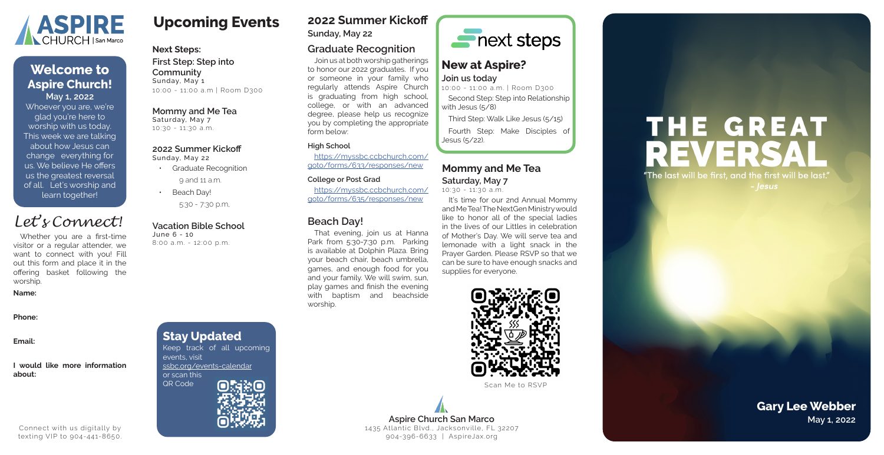# ASPIRE CHURCH | San Marco

## Welcome to Aspire Church!

**May 1, 2022**

Whoever you are, we're glad you're here to worship with us today. This week we are talking about how Jesus can change everything for us. We believe He offers us the greatest reversal of all. Let's worship and learn together!

## *Let's Connect!*

Whether you are a first-time visitor or a regular attender, we want to connect with you! Fill out this form and place it in the offering basket following the worship.

**Name:**

**Phone:**

**Email:**

**I would like more information about:**

Connect with us digitally by texting VIP to 904-441-8650.

# Upcoming Events

**Next Steps:**

**First Step: Step into Community**
Sunday, May 1
10:00 - 11:00 a.m | Room D300

**Mommy and Me Tea**
Saturday, May 7
10:30 - 11:30 a.m.

**2022 Summer Kickoff**
Sunday, May 22

- Graduate Recognition
  9 and 11 a.m.
- Beach Day!
  5:30 - 7:30 p.m,

**Vacation Bible School**
June 6 - 10
8:00 a.m. - 12:00 p.m.

## Stay Updated

Keep track of all upcoming events, visit ssbc.org/events-calendar or scan this QR Code

## 2022 Summer Kickoff

**Sunday, May 22**

### Graduate Recognition

Join us at both worship gatherings to honor our 2022 graduates. If you or someone in your family who regularly attends Aspire Church is graduating from high school, college, or with an advanced degree, please help us recognize you by completing the appropriate form below:

**High School**

https://myssbc.ccbchurch.com/goto/forms/633/responses/new

**College or Post Grad**

https://myssbc.ccbchurch.com/goto/forms/635/responses/new

### Beach Day!

That evening, join us at Hanna Park from 5:30-7:30 p.m. Parking is available at Dolphin Plaza. Bring your beach chair, beach umbrella, games, and enough food for you and your family. We will swim, sun, play games and finish the evening with baptism and beachside worship.

## next steps

### New at Aspire?

**Join us today**
10:00 - 11:00 a.m. | Room D300

Second Step: Step into Relationship with Jesus (5/8)

Third Step: Walk Like Jesus (5/15)

Fourth Step: Make Disciples of Jesus (5/22).

### Mommy and Me Tea

**Saturday, May 7**
10:30 - 11:30 a.m.

It's time for our 2nd Annual Mommy and Me Tea! The NextGen Ministry would like to honor all of the special ladies in the lives of our Littles in celebration of Mother's Day. We will serve tea and lemonade with a light snack in the Prayer Garden. Please RSVP so that we can be sure to have enough snacks and supplies for everyone.

Scan Me to RSVP

**Aspire Church San Marco**
1435 Atlantic Blvd., Jacksonville, FL 32207
904-396-6633 | AspireJax.org

# THE GREAT REVERSAL

**"The last will be first, and the first will be last."**
***- Jesus***

**Gary Lee Webber**
**May 1, 2022**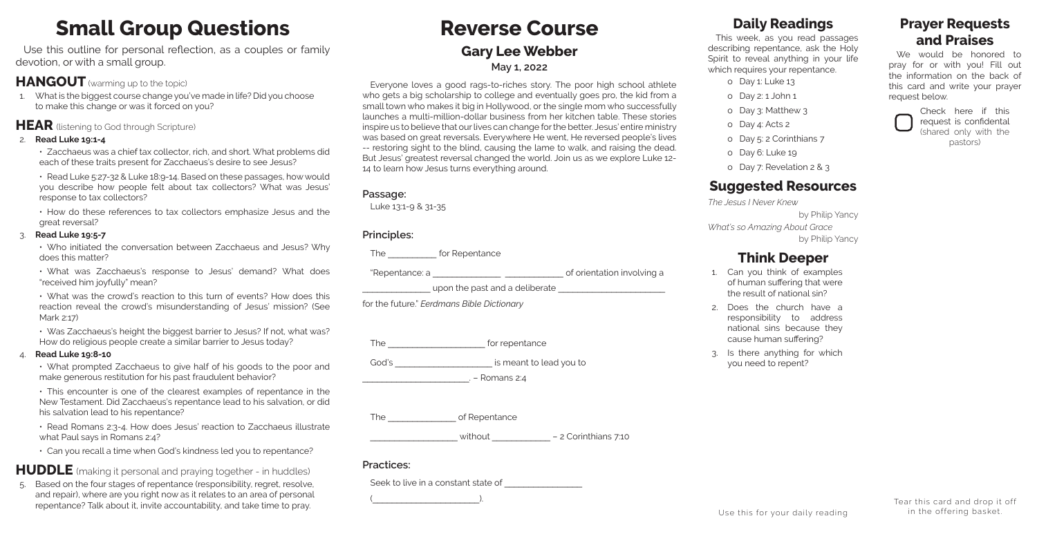# Small Group Questions

Use this outline for personal reflection, as a couples or family devotion, or with a small group.

## HANGOUT (warming up to the topic)

1. What is the biggest course change you've made in life? Did you choose to make this change or was it forced on you?

## HEAR (listening to God through Scripture)

2. **Read Luke 19:1-4**
   - Zacchaeus was a chief tax collector, rich, and short. What problems did each of these traits present for Zacchaeus's desire to see Jesus?
   - Read Luke 5:27-32 & Luke 18:9-14. Based on these passages, how would you describe how people felt about tax collectors? What was Jesus' response to tax collectors?
   - How do these references to tax collectors emphasize Jesus and the great reversal?
3. **Read Luke 19:5-7**
   - Who initiated the conversation between Zacchaeus and Jesus? Why does this matter?
   - What was Zacchaeus's response to Jesus' demand? What does "received him joyfully" mean?
   - What was the crowd's reaction to this turn of events? How does this reaction reveal the crowd's misunderstanding of Jesus' mission? (See Mark 2:17)
   - Was Zacchaeus's height the biggest barrier to Jesus? If not, what was? How do religious people create a similar barrier to Jesus today?
4. **Read Luke 19:8-10**
   - What prompted Zacchaeus to give half of his goods to the poor and make generous restitution for his past fraudulent behavior?
   - This encounter is one of the clearest examples of repentance in the New Testament. Did Zacchaeus's repentance lead to his salvation, or did his salvation lead to his repentance?
   - Read Romans 2:3-4. How does Jesus' reaction to Zacchaeus illustrate what Paul says in Romans 2:4?
   - Can you recall a time when God's kindness led you to repentance?

## HUDDLE (making it personal and praying together - in huddles)

5. Based on the four stages of repentance (responsibility, regret, resolve, and repair), where are you right now as it relates to an area of personal repentance? Talk about it, invite accountability, and take time to pray.

# Reverse Course

## Gary Lee Webber

May 1, 2022

Everyone loves a good rags-to-riches story. The poor high school athlete who gets a big scholarship to college and eventually goes pro, the kid from a small town who makes it big in Hollywood, or the single mom who successfully launches a multi-million-dollar business from her kitchen table. These stories inspire us to believe that our lives can change for the better. Jesus' entire ministry was based on great reversals. Everywhere He went, He reversed people's lives -- restoring sight to the blind, causing the lame to walk, and raising the dead. But Jesus' greatest reversal changed the world. Join us as we explore Luke 12-14 to learn how Jesus turns everything around.

### Passage:

Luke 13:1-9 & 31-35

### Principles:

The __________ for Repentance

"Repentance: a ______________ ____________ of orientation involving a ______________ upon the past and a deliberate ______________________ for the future." *Eerdmans Bible Dictionary*

The ____________________ for repentance

God's ____________________ is meant to lead you to ______________________. – Romans 2:4

The ______________ of Repentance

__________________ without ____________ – 2 Corinthians 7:10

### Practices:

Seek to live in a constant state of ________________ (______________________).

## Daily Readings

This week, as you read passages describing repentance, ask the Holy Spirit to reveal anything in your life which requires your repentance.

- Day 1: Luke 13
- Day 2: 1 John 1
- Day 3: Matthew 3
- Day 4: Acts 2
- Day 5: 2 Corinthians 7
- Day 6: Luke 19
- Day 7: Revelation 2 & 3

## Suggested Resources

*The Jesus I Never Knew* by Philip Yancy

*What's so Amazing About Grace* by Philip Yancy

## Think Deeper

1. Can you think of examples of human suffering that were the result of national sin?
2. Does the church have a responsibility to address national sins because they cause human suffering?
3. Is there anything for which you need to repent?

Use this for your daily reading

## Prayer Requests and Praises

We would be honored to pray for or with you! Fill out the information on the back of this card and write your prayer request below.

☐ Check here if this request is confidental (shared only with the pastors)

Tear this card and drop it off in the offering basket.